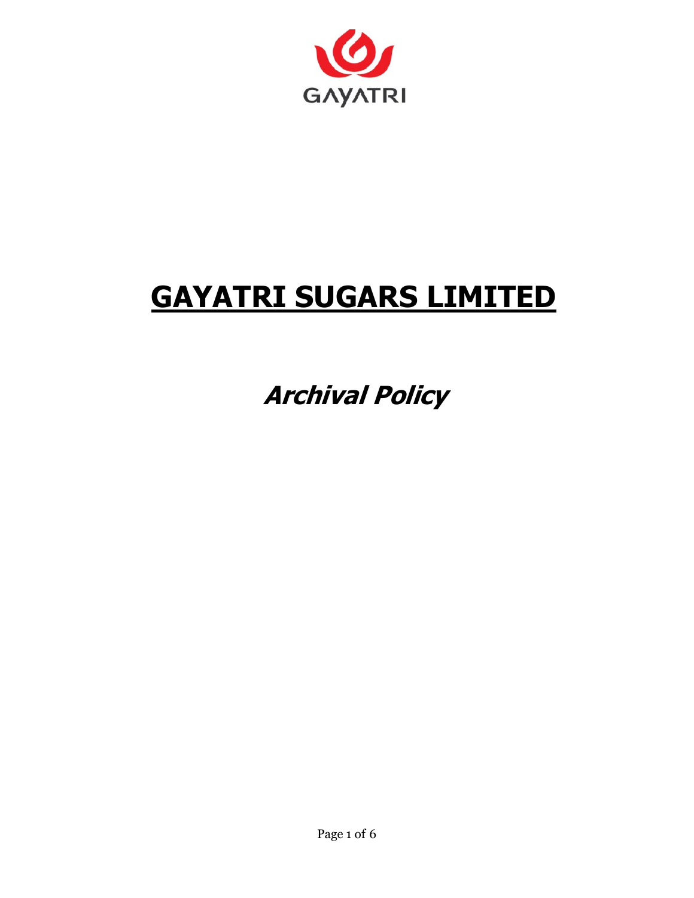GAYATRI

# GAYATRI SUGARS LIMITED

## *Archival Policy*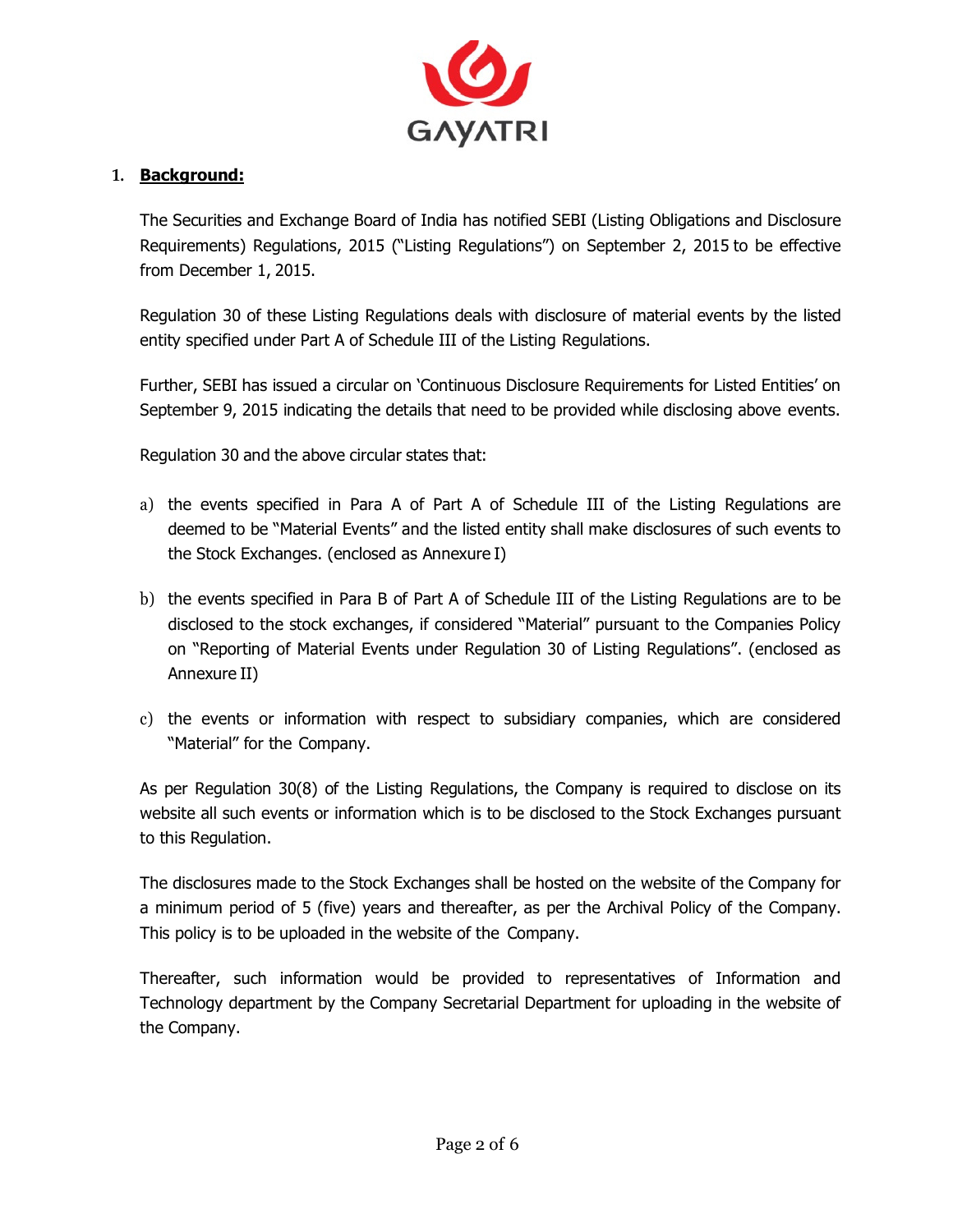## 1. **Background:**

The Securities and Exchange Board of India has notified SEBI (Listing Obligations and Disclosure Requirements) Regulations, 2015 ("Listing Regulations") on September 2, 2015 to be effective from December 1, 2015.

Regulation 30 of these Listing Regulations deals with disclosure of material events by the listed entity specified under Part A of Schedule III of the Listing Regulations.

Further, SEBI has issued a circular on 'Continuous Disclosure Requirements for Listed Entities' on September 9, 2015 indicating the details that need to be provided while disclosing above events.

Regulation 30 and the above circular states that:

a) the events specified in Para A of Part A of Schedule III of the Listing Regulations are deemed to be "Material Events" and the listed entity shall make disclosures of such events to the Stock Exchanges. (enclosed as Annexure I)

b) the events specified in Para B of Part A of Schedule III of the Listing Regulations are to be disclosed to the stock exchanges, if considered "Material" pursuant to the Companies Policy on "Reporting of Material Events under Regulation 30 of Listing Regulations". (enclosed as Annexure II)

c) the events or information with respect to subsidiary companies, which are considered "Material" for the Company.

As per Regulation 30(8) of the Listing Regulations, the Company is required to disclose on its website all such events or information which is to be disclosed to the Stock Exchanges pursuant to this Regulation.

The disclosures made to the Stock Exchanges shall be hosted on the website of the Company for a minimum period of 5 (five) years and thereafter, as per the Archival Policy of the Company. This policy is to be uploaded in the website of the Company.

Thereafter, such information would be provided to representatives of Information and Technology department by the Company Secretarial Department for uploading in the website of the Company.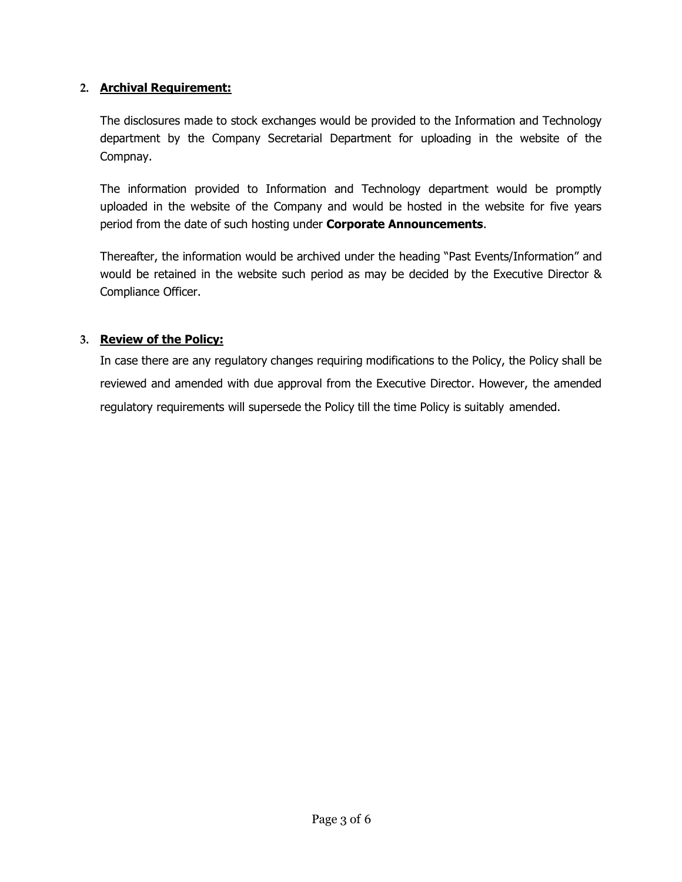## 2. **Archival Requirement:**

The disclosures made to stock exchanges would be provided to the Information and Technology department by the Company Secretarial Department for uploading in the website of the Compnay.

The information provided to Information and Technology department would be promptly uploaded in the website of the Company and would be hosted in the website for five years period from the date of such hosting under **Corporate Announcements**.

Thereafter, the information would be archived under the heading "Past Events/Information" and would be retained in the website such period as may be decided by the Executive Director & Compliance Officer.

## 3. **Review of the Policy:**

In case there are any regulatory changes requiring modifications to the Policy, the Policy shall be reviewed and amended with due approval from the Executive Director. However, the amended regulatory requirements will supersede the Policy till the time Policy is suitably amended.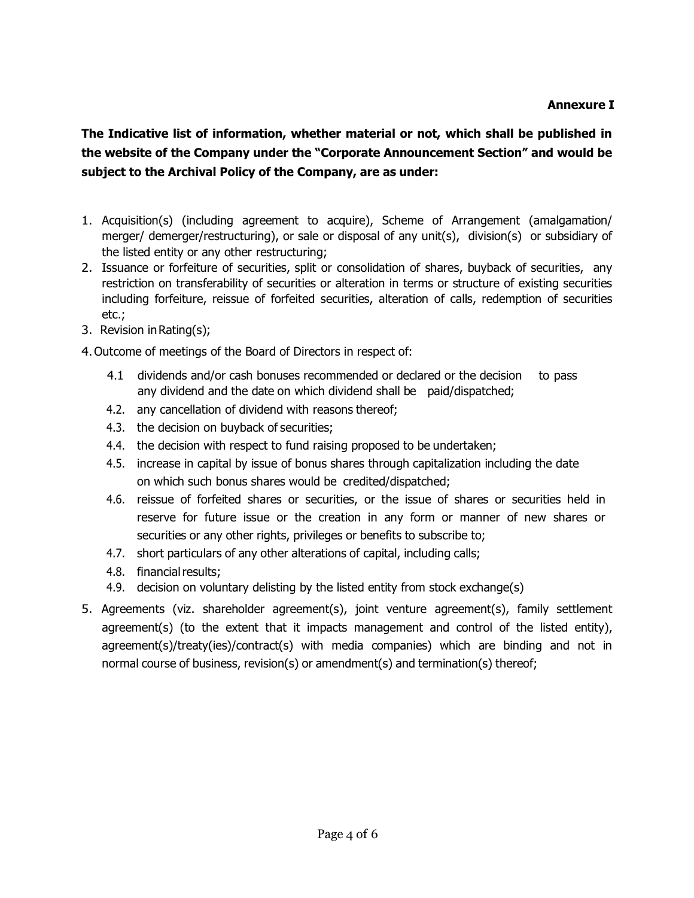**Annexure I**

**The Indicative list of information, whether material or not, which shall be published in the website of the Company under the "Corporate Announcement Section" and would be subject to the Archival Policy of the Company, are as under:**

1. Acquisition(s) (including agreement to acquire), Scheme of Arrangement (amalgamation/ merger/ demerger/restructuring), or sale or disposal of any unit(s), division(s) or subsidiary of the listed entity or any other restructuring;
2. Issuance or forfeiture of securities, split or consolidation of shares, buyback of securities, any restriction on transferability of securities or alteration in terms or structure of existing securities including forfeiture, reissue of forfeited securities, alteration of calls, redemption of securities etc.;
3. Revision in Rating(s);
4. Outcome of meetings of the Board of Directors in respect of:
   - 4.1 dividends and/or cash bonuses recommended or declared or the decision to pass any dividend and the date on which dividend shall be paid/dispatched;
   - 4.2. any cancellation of dividend with reasons thereof;
   - 4.3. the decision on buyback of securities;
   - 4.4. the decision with respect to fund raising proposed to be undertaken;
   - 4.5. increase in capital by issue of bonus shares through capitalization including the date on which such bonus shares would be credited/dispatched;
   - 4.6. reissue of forfeited shares or securities, or the issue of shares or securities held in reserve for future issue or the creation in any form or manner of new shares or securities or any other rights, privileges or benefits to subscribe to;
   - 4.7. short particulars of any other alterations of capital, including calls;
   - 4.8. financial results;
   - 4.9. decision on voluntary delisting by the listed entity from stock exchange(s)
5. Agreements (viz. shareholder agreement(s), joint venture agreement(s), family settlement agreement(s) (to the extent that it impacts management and control of the listed entity), agreement(s)/treaty(ies)/contract(s) with media companies) which are binding and not in normal course of business, revision(s) or amendment(s) and termination(s) thereof;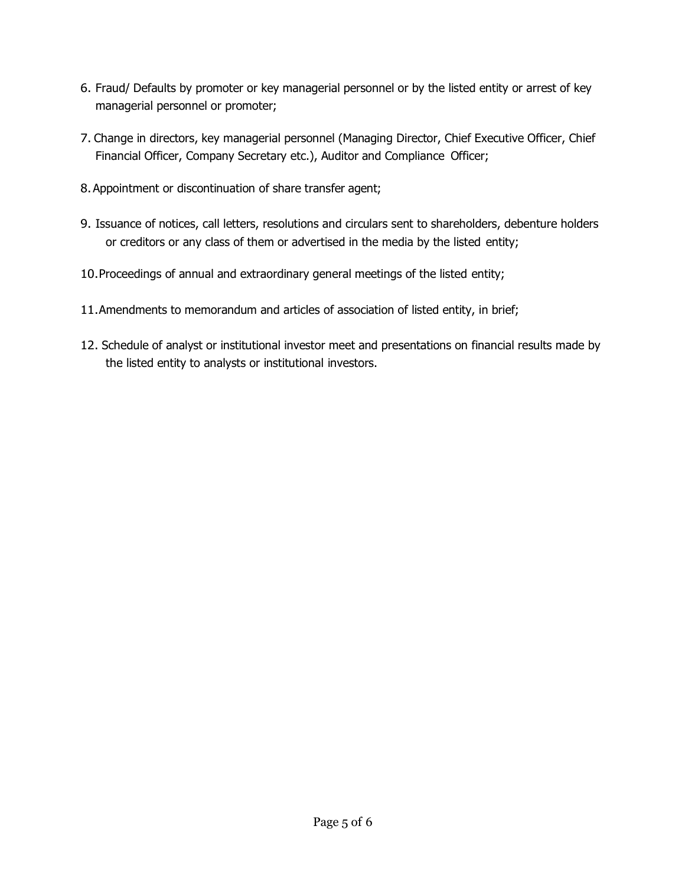6. Fraud/ Defaults by promoter or key managerial personnel or by the listed entity or arrest of key managerial personnel or promoter;

7. Change in directors, key managerial personnel (Managing Director, Chief Executive Officer, Chief Financial Officer, Company Secretary etc.), Auditor and Compliance Officer;

8. Appointment or discontinuation of share transfer agent;

9. Issuance of notices, call letters, resolutions and circulars sent to shareholders, debenture holders or creditors or any class of them or advertised in the media by the listed entity;

10. Proceedings of annual and extraordinary general meetings of the listed entity;

11. Amendments to memorandum and articles of association of listed entity, in brief;

12. Schedule of analyst or institutional investor meet and presentations on financial results made by the listed entity to analysts or institutional investors.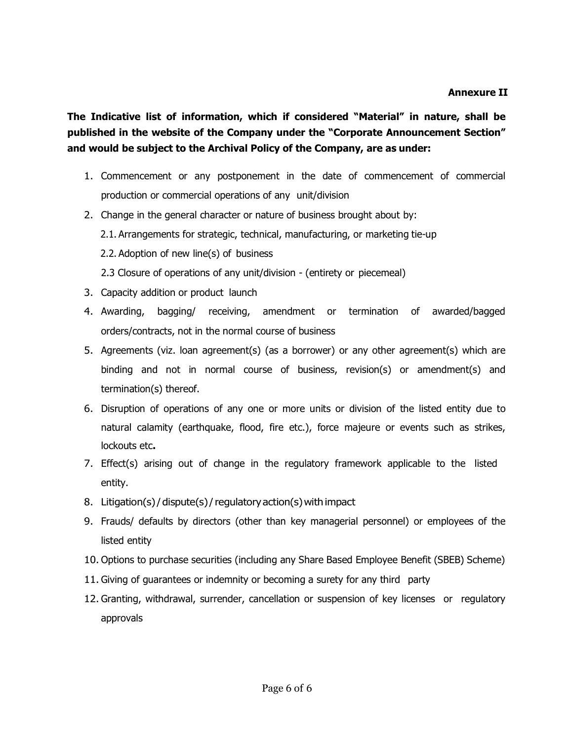**Annexure II**

**The Indicative list of information, which if considered "Material" in nature, shall be published in the website of the Company under the "Corporate Announcement Section" and would be subject to the Archival Policy of the Company, are as under:**

1. Commencement or any postponement in the date of commencement of commercial production or commercial operations of any unit/division
2. Change in the general character or nature of business brought about by:
   - 2.1. Arrangements for strategic, technical, manufacturing, or marketing tie-up
   - 2.2. Adoption of new line(s) of business
   - 2.3 Closure of operations of any unit/division - (entirety or piecemeal)
3. Capacity addition or product launch
4. Awarding, bagging/ receiving, amendment or termination of awarded/bagged orders/contracts, not in the normal course of business
5. Agreements (viz. loan agreement(s) (as a borrower) or any other agreement(s) which are binding and not in normal course of business, revision(s) or amendment(s) and termination(s) thereof.
6. Disruption of operations of any one or more units or division of the listed entity due to natural calamity (earthquake, flood, fire etc.), force majeure or events such as strikes, lockouts etc**.**
7. Effect(s) arising out of change in the regulatory framework applicable to the listed entity.
8. Litigation(s) / dispute(s) / regulatory action(s) with impact
9. Frauds/ defaults by directors (other than key managerial personnel) or employees of the listed entity
10. Options to purchase securities (including any Share Based Employee Benefit (SBEB) Scheme)
11. Giving of guarantees or indemnity or becoming a surety for any third party
12. Granting, withdrawal, surrender, cancellation or suspension of key licenses or regulatory approvals